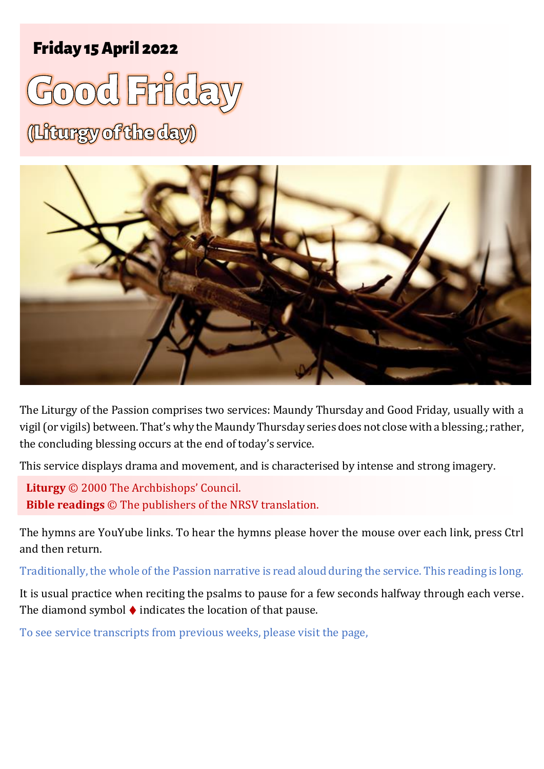**Friday 15 April 2022**

# Good Friday

## (Liturgy of the day)

The Liturgy of the Passion comprises two services: Maundy Thursday and Good Friday, usually with a vigil (or vigils) between. That's why the Maundy Thursday series does not close with a blessing.; rather, the concluding blessing occurs at the end of today's service.

This service displays drama and movement, and is characterised by intense and strong imagery.

**Liturgy** © 2000 The Archbishops' Council.
**Bible readings** © The publishers of the NRSV translation.

The hymns are YouYube links. To hear the hymns please hover the mouse over each link, press Ctrl and then return.

Traditionally, the whole of the Passion narrative is read aloud during the service. This reading is long.

It is usual practice when reciting the psalms to pause for a few seconds halfway through each verse. The diamond symbol ♦ indicates the location of that pause.

To see service transcripts from previous weeks, please visit the page,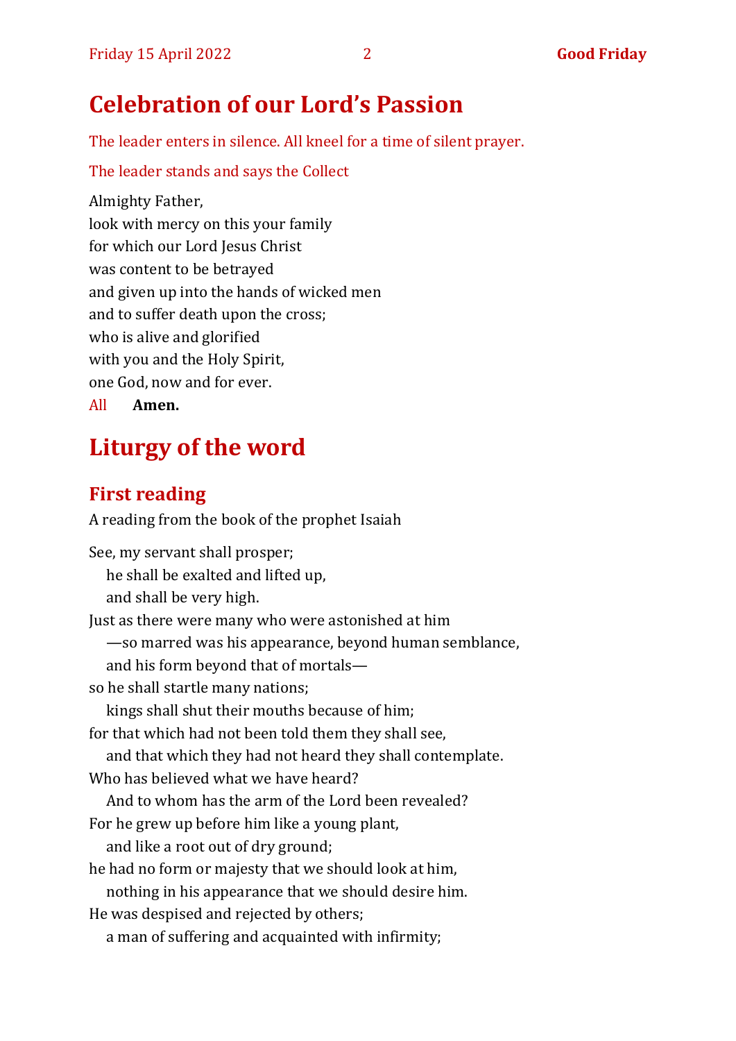# Celebration of our Lord's Passion

The leader enters in silence. All kneel for a time of silent prayer.

The leader stands and says the Collect

Almighty Father,
look with mercy on this your family
for which our Lord Jesus Christ
was content to be betrayed
and given up into the hands of wicked men
and to suffer death upon the cross;
who is alive and glorified
with you and the Holy Spirit,
one God, now and for ever.

All **Amen.**

# Liturgy of the word

## First reading

A reading from the book of the prophet Isaiah

See, my servant shall prosper;
  he shall be exalted and lifted up,
  and shall be very high.
Just as there were many who were astonished at him
  —so marred was his appearance, beyond human semblance,
  and his form beyond that of mortals—
so he shall startle many nations;
  kings shall shut their mouths because of him;
for that which had not been told them they shall see,
  and that which they had not heard they shall contemplate.
Who has believed what we have heard?
  And to whom has the arm of the Lord been revealed?
For he grew up before him like a young plant,
  and like a root out of dry ground;
he had no form or majesty that we should look at him,
  nothing in his appearance that we should desire him.
He was despised and rejected by others;
  a man of suffering and acquainted with infirmity;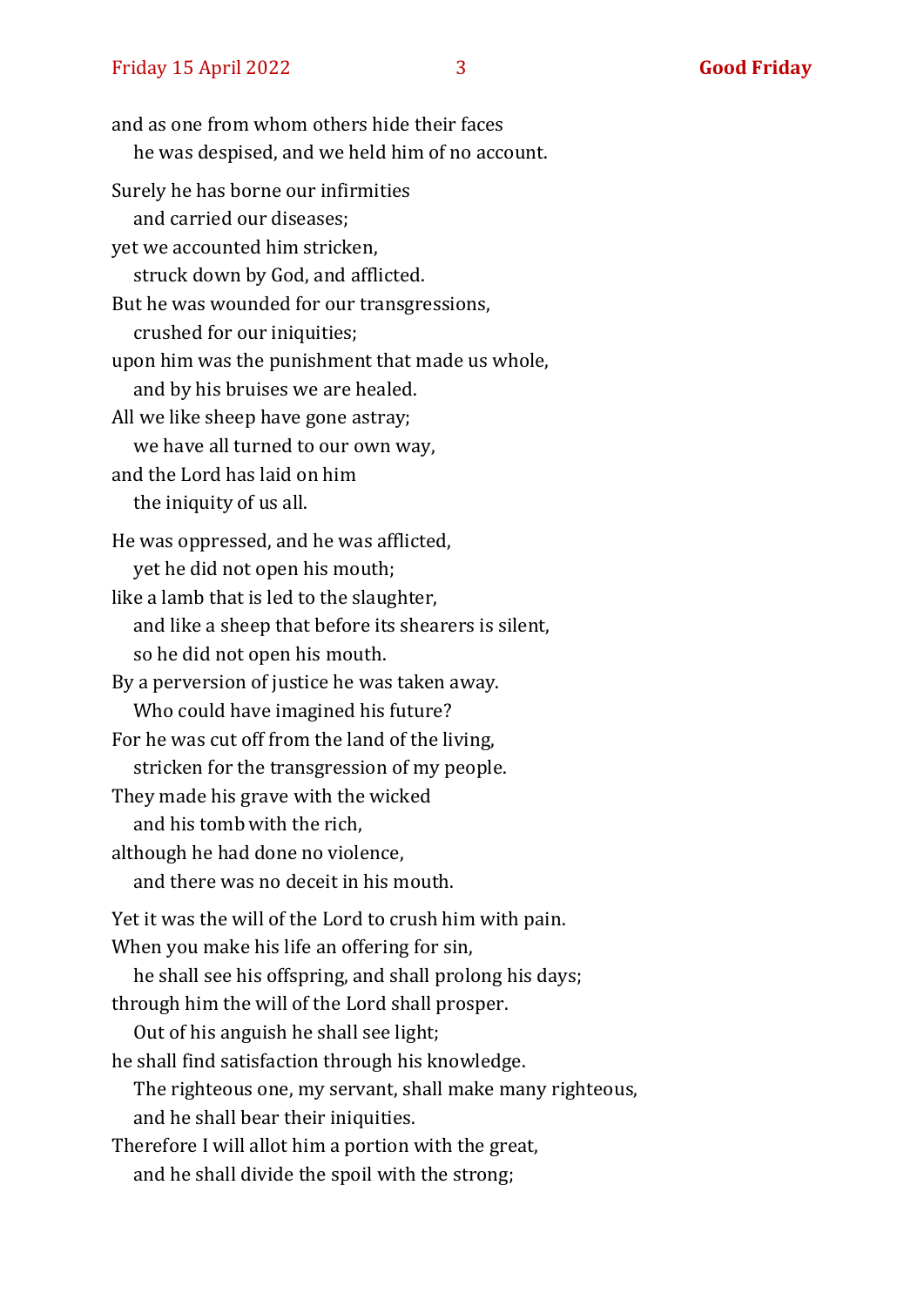and as one from whom others hide their faces
    he was despised, and we held him of no account.

Surely he has borne our infirmities
    and carried our diseases;
yet we accounted him stricken,
    struck down by God, and afflicted.
But he was wounded for our transgressions,
    crushed for our iniquities;
upon him was the punishment that made us whole,
    and by his bruises we are healed.
All we like sheep have gone astray;
    we have all turned to our own way,
and the Lord has laid on him
    the iniquity of us all.

He was oppressed, and he was afflicted,
    yet he did not open his mouth;
like a lamb that is led to the slaughter,
    and like a sheep that before its shearers is silent,
    so he did not open his mouth.
By a perversion of justice he was taken away.
    Who could have imagined his future?
For he was cut off from the land of the living,
    stricken for the transgression of my people.
They made his grave with the wicked
    and his tomb with the rich,
although he had done no violence,
    and there was no deceit in his mouth.

Yet it was the will of the Lord to crush him with pain.
When you make his life an offering for sin,
    he shall see his offspring, and shall prolong his days;
through him the will of the Lord shall prosper.
    Out of his anguish he shall see light;
he shall find satisfaction through his knowledge.
    The righteous one, my servant, shall make many righteous,
    and he shall bear their iniquities.
Therefore I will allot him a portion with the great,
    and he shall divide the spoil with the strong;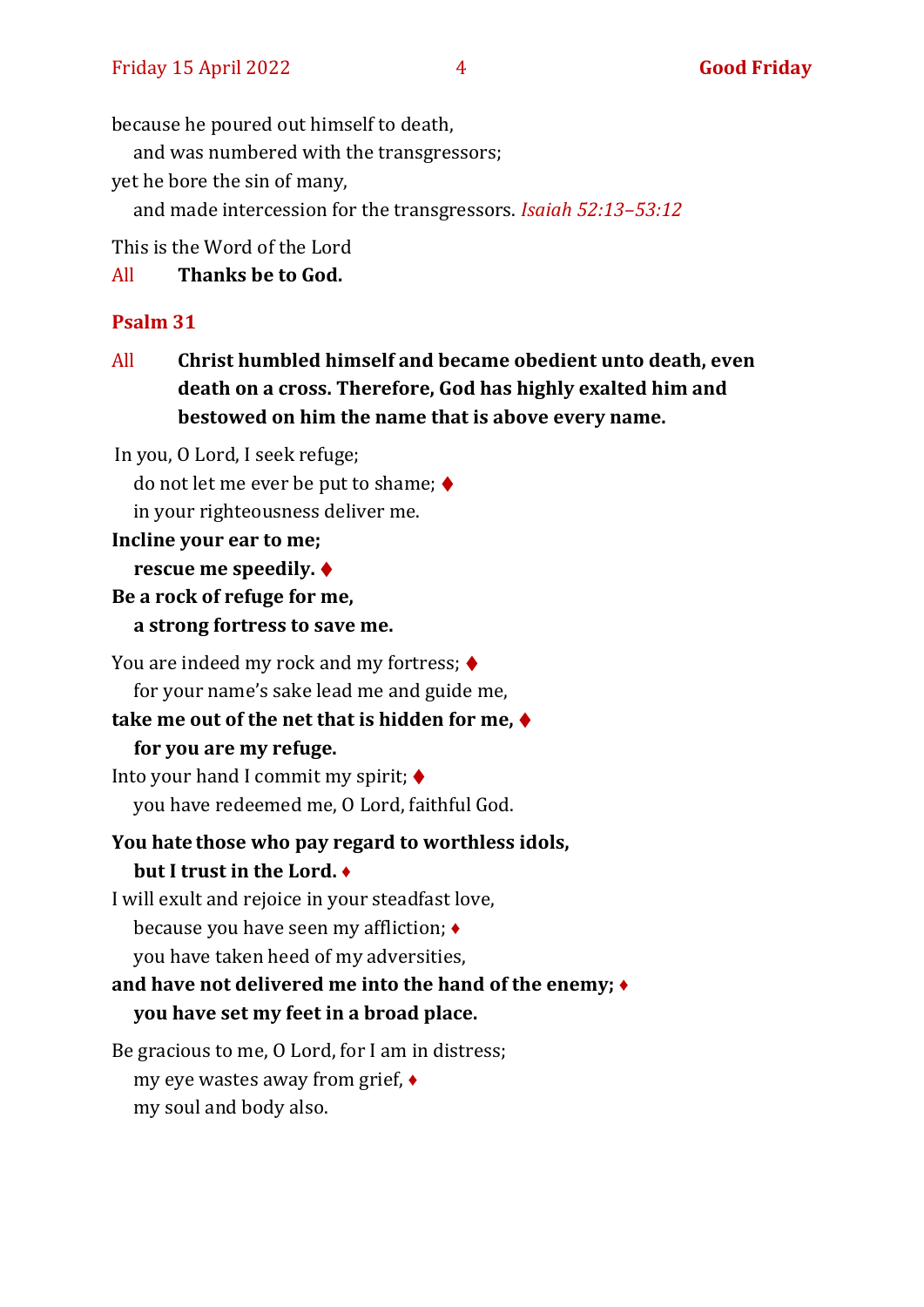because he poured out himself to death,
 and was numbered with the transgressors;
yet he bore the sin of many,
 and made intercession for the transgressors. *Isaiah 52:13–53:12*

This is the Word of the Lord

All **Thanks be to God.**

## Psalm 31

All **Christ humbled himself and became obedient unto death, even death on a cross. Therefore, God has highly exalted him and bestowed on him the name that is above every name.**

In you, O Lord, I seek refuge;
 do not let me ever be put to shame; ♦
 in your righteousness deliver me.

**Incline your ear to me;**
 **rescue me speedily.** ♦
**Be a rock of refuge for me,**
 **a strong fortress to save me.**

You are indeed my rock and my fortress; ♦
 for your name's sake lead me and guide me,

**take me out of the net that is hidden for me,** ♦
 **for you are my refuge.**

Into your hand I commit my spirit; ♦
 you have redeemed me, O Lord, faithful God.

**You hate those who pay regard to worthless idols,**
 **but I trust in the Lord.** ♦

I will exult and rejoice in your steadfast love,
 because you have seen my affliction; ♦
 you have taken heed of my adversities,

**and have not delivered me into the hand of the enemy;** ♦
 **you have set my feet in a broad place.**

Be gracious to me, O Lord, for I am in distress;
 my eye wastes away from grief, ♦
 my soul and body also.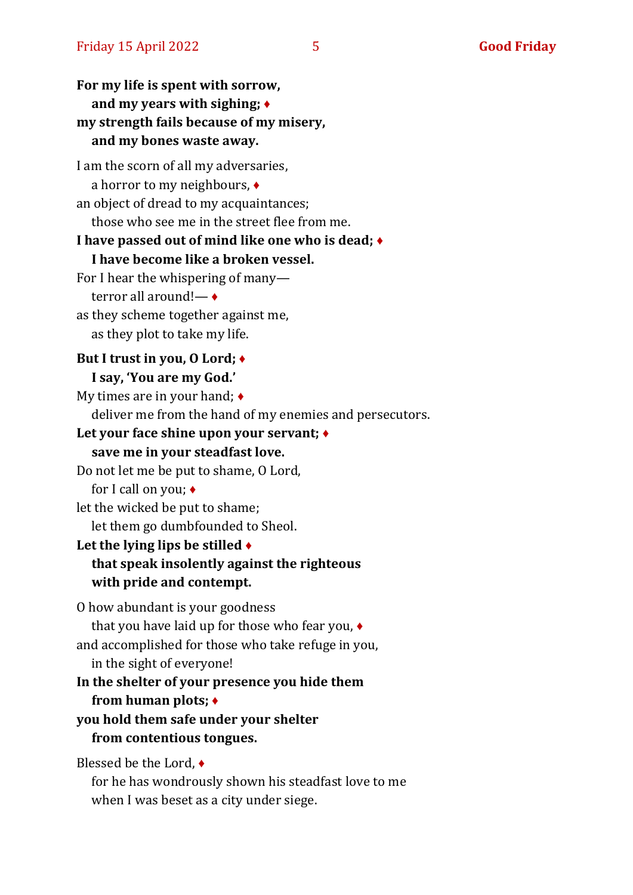**For my life is spent with sorrow,**
**and my years with sighing; ♦**
**my strength fails because of my misery,**
**and my bones waste away.**

I am the scorn of all my adversaries,
a horror to my neighbours, ♦
an object of dread to my acquaintances;
those who see me in the street flee from me.
**I have passed out of mind like one who is dead; ♦**
**I have become like a broken vessel.**
For I hear the whispering of many—
terror all around!— ♦
as they scheme together against me,
as they plot to take my life.

**But I trust in you, O Lord; ♦**
**I say, 'You are my God.'**
My times are in your hand; ♦
deliver me from the hand of my enemies and persecutors.
**Let your face shine upon your servant; ♦**
**save me in your steadfast love.**
Do not let me be put to shame, O Lord,
for I call on you; ♦
let the wicked be put to shame;
let them go dumbfounded to Sheol.
**Let the lying lips be stilled ♦**
**that speak insolently against the righteous**
**with pride and contempt.**

O how abundant is your goodness
that you have laid up for those who fear you, ♦
and accomplished for those who take refuge in you,
in the sight of everyone!
**In the shelter of your presence you hide them**
**from human plots; ♦**
**you hold them safe under your shelter**
**from contentious tongues.**

Blessed be the Lord, ♦
for he has wondrously shown his steadfast love to me
when I was beset as a city under siege.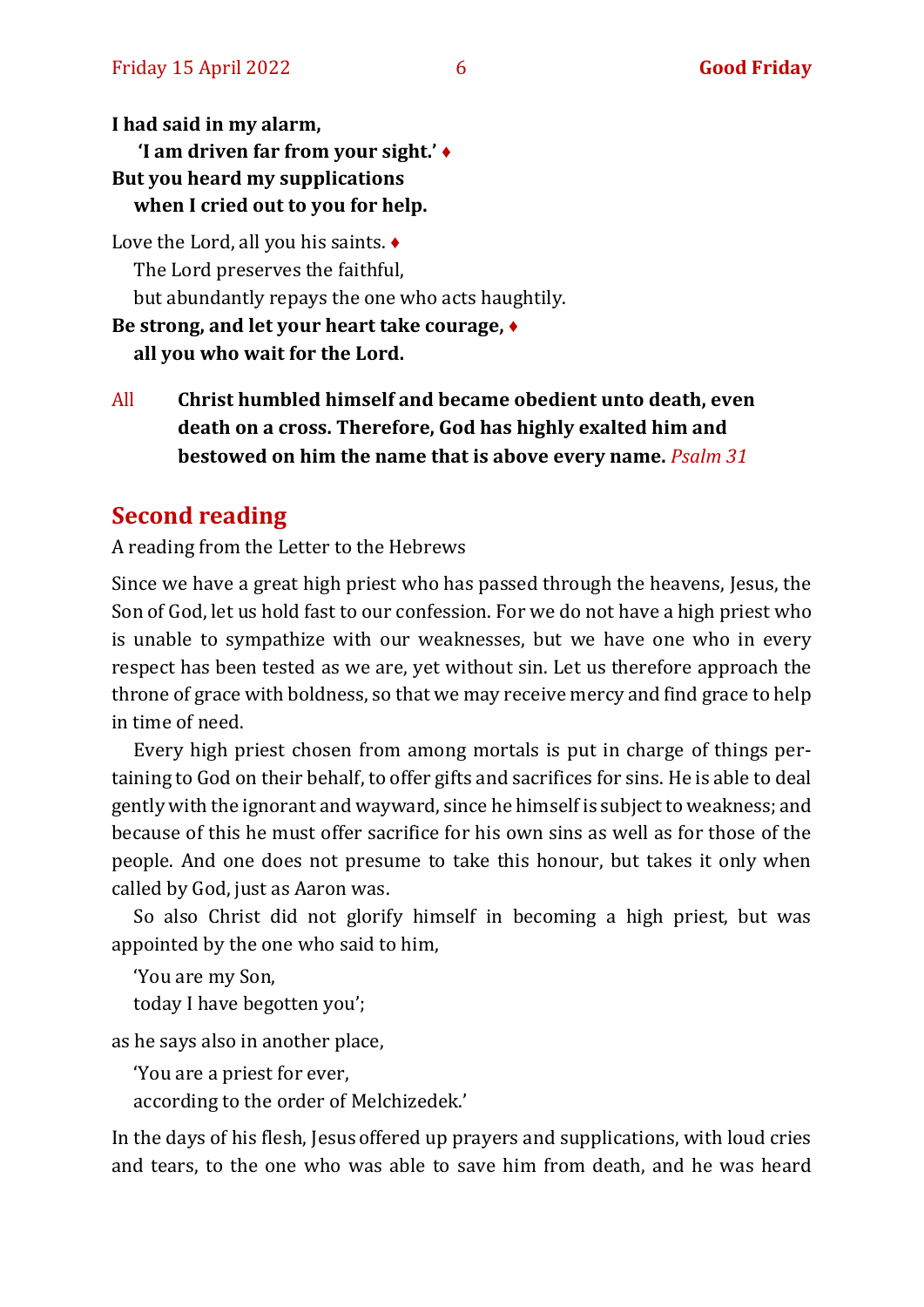**I had said in my alarm,**
**'I am driven far from your sight.'** ♦
**But you heard my supplications**
**when I cried out to you for help.**

Love the Lord, all you his saints. ♦
The Lord preserves the faithful,
but abundantly repays the one who acts haughtily.
**Be strong, and let your heart take courage,** ♦
**all you who wait for the Lord.**

All **Christ humbled himself and became obedient unto death, even death on a cross. Therefore, God has highly exalted him and bestowed on him the name that is above every name.** *Psalm 31*

## Second reading

A reading from the Letter to the Hebrews

Since we have a great high priest who has passed through the heavens, Jesus, the Son of God, let us hold fast to our confession. For we do not have a high priest who is unable to sympathize with our weaknesses, but we have one who in every respect has been tested as we are, yet without sin. Let us therefore approach the throne of grace with boldness, so that we may receive mercy and find grace to help in time of need.

Every high priest chosen from among mortals is put in charge of things pertaining to God on their behalf, to offer gifts and sacrifices for sins. He is able to deal gently with the ignorant and wayward, since he himself is subject to weakness; and because of this he must offer sacrifice for his own sins as well as for those of the people. And one does not presume to take this honour, but takes it only when called by God, just as Aaron was.

So also Christ did not glorify himself in becoming a high priest, but was appointed by the one who said to him,

'You are my Son,
today I have begotten you';

as he says also in another place,

'You are a priest for ever,
according to the order of Melchizedek.'

In the days of his flesh, Jesus offered up prayers and supplications, with loud cries and tears, to the one who was able to save him from death, and he was heard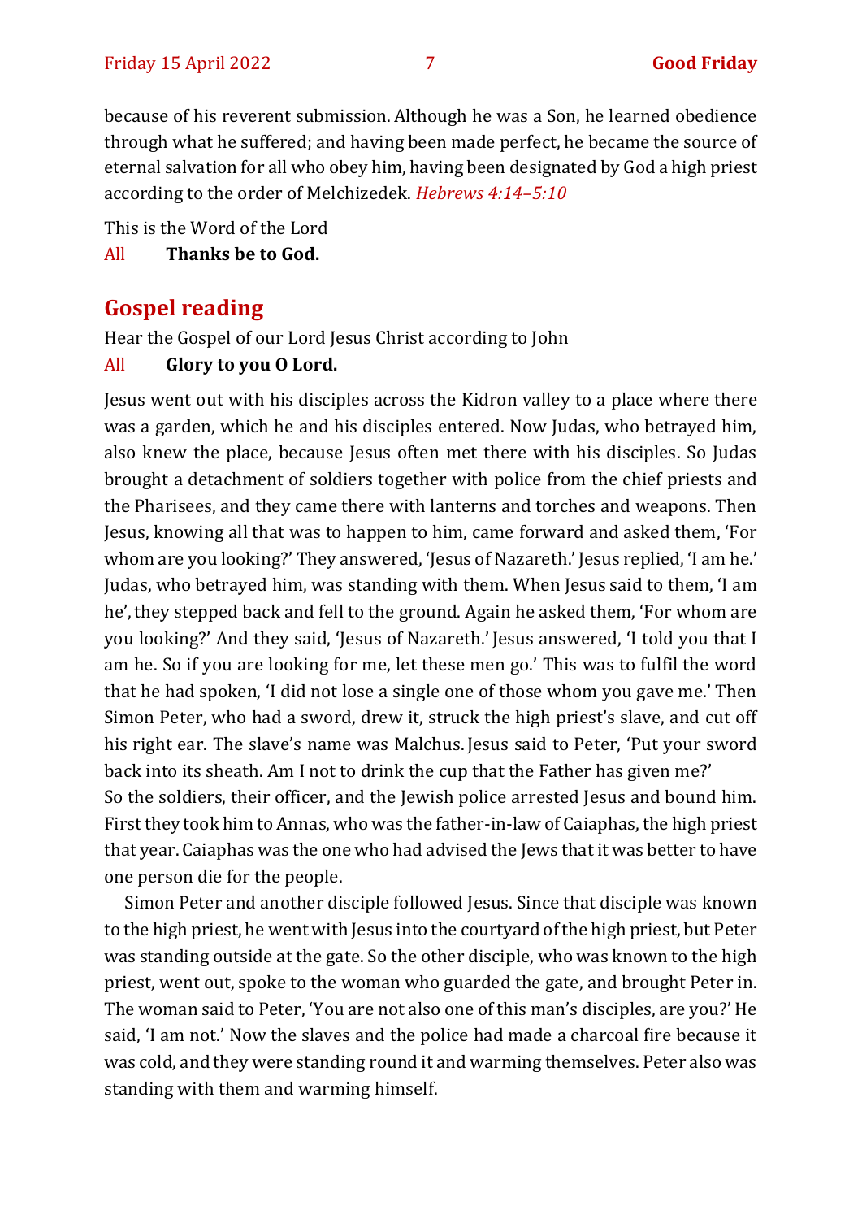because of his reverent submission. Although he was a Son, he learned obedience through what he suffered; and having been made perfect, he became the source of eternal salvation for all who obey him, having been designated by God a high priest according to the order of Melchizedek. *Hebrews 4:14–5:10*

This is the Word of the Lord

All **Thanks be to God.**

## Gospel reading

Hear the Gospel of our Lord Jesus Christ according to John

All **Glory to you O Lord.**

Jesus went out with his disciples across the Kidron valley to a place where there was a garden, which he and his disciples entered. Now Judas, who betrayed him, also knew the place, because Jesus often met there with his disciples. So Judas brought a detachment of soldiers together with police from the chief priests and the Pharisees, and they came there with lanterns and torches and weapons. Then Jesus, knowing all that was to happen to him, came forward and asked them, 'For whom are you looking?' They answered, 'Jesus of Nazareth.' Jesus replied, 'I am he.' Judas, who betrayed him, was standing with them. When Jesus said to them, 'I am he', they stepped back and fell to the ground. Again he asked them, 'For whom are you looking?' And they said, 'Jesus of Nazareth.' Jesus answered, 'I told you that I am he. So if you are looking for me, let these men go.' This was to fulfil the word that he had spoken, 'I did not lose a single one of those whom you gave me.' Then Simon Peter, who had a sword, drew it, struck the high priest's slave, and cut off his right ear. The slave's name was Malchus. Jesus said to Peter, 'Put your sword back into its sheath. Am I not to drink the cup that the Father has given me?'
So the soldiers, their officer, and the Jewish police arrested Jesus and bound him. First they took him to Annas, who was the father-in-law of Caiaphas, the high priest that year. Caiaphas was the one who had advised the Jews that it was better to have one person die for the people.

Simon Peter and another disciple followed Jesus. Since that disciple was known to the high priest, he went with Jesus into the courtyard of the high priest, but Peter was standing outside at the gate. So the other disciple, who was known to the high priest, went out, spoke to the woman who guarded the gate, and brought Peter in. The woman said to Peter, 'You are not also one of this man's disciples, are you?' He said, 'I am not.' Now the slaves and the police had made a charcoal fire because it was cold, and they were standing round it and warming themselves. Peter also was standing with them and warming himself.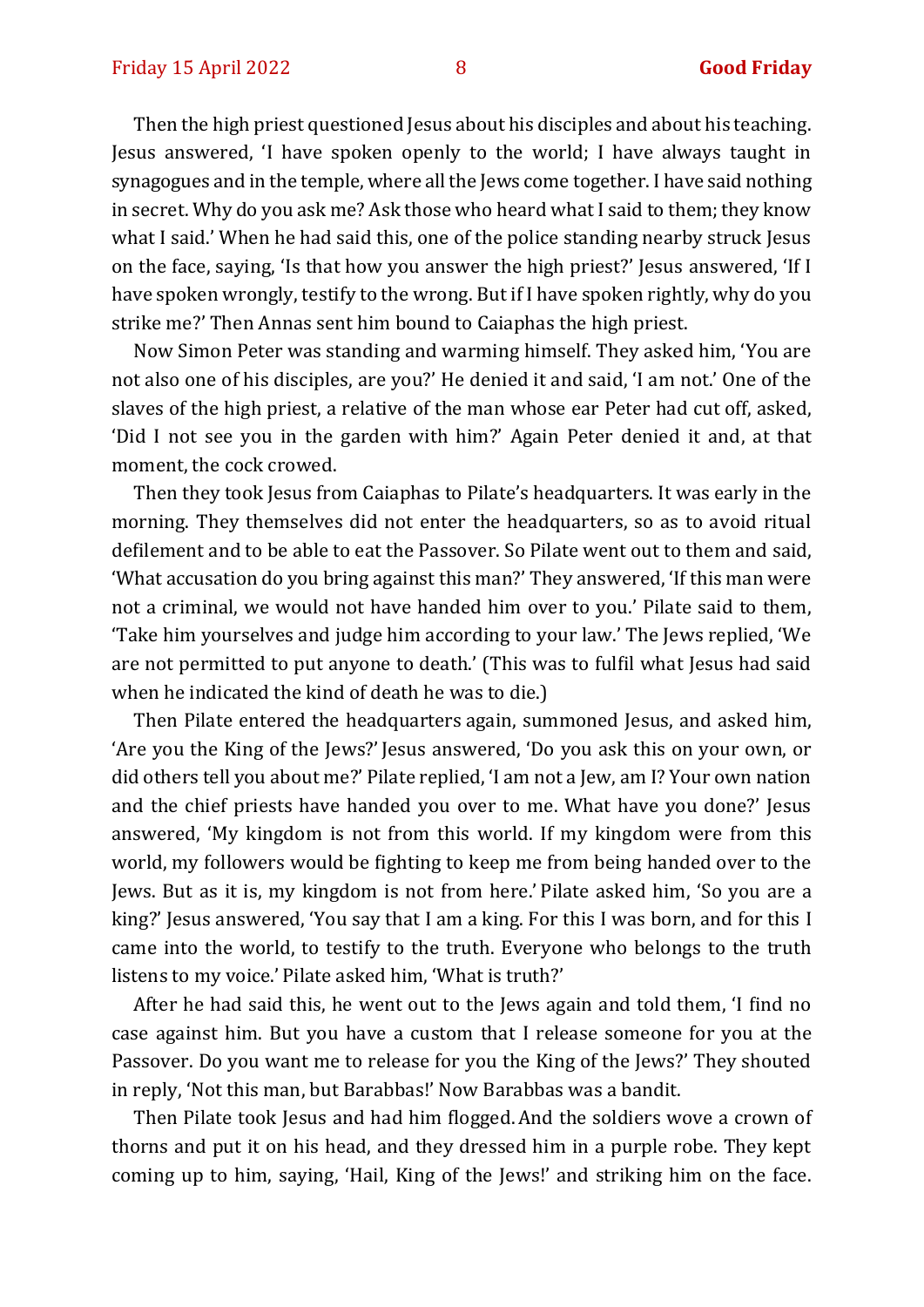Then the high priest questioned Jesus about his disciples and about his teaching. Jesus answered, 'I have spoken openly to the world; I have always taught in synagogues and in the temple, where all the Jews come together. I have said nothing in secret. Why do you ask me? Ask those who heard what I said to them; they know what I said.' When he had said this, one of the police standing nearby struck Jesus on the face, saying, 'Is that how you answer the high priest?' Jesus answered, 'If I have spoken wrongly, testify to the wrong. But if I have spoken rightly, why do you strike me?' Then Annas sent him bound to Caiaphas the high priest.

Now Simon Peter was standing and warming himself. They asked him, 'You are not also one of his disciples, are you?' He denied it and said, 'I am not.' One of the slaves of the high priest, a relative of the man whose ear Peter had cut off, asked, 'Did I not see you in the garden with him?' Again Peter denied it and, at that moment, the cock crowed.

Then they took Jesus from Caiaphas to Pilate's headquarters. It was early in the morning. They themselves did not enter the headquarters, so as to avoid ritual defilement and to be able to eat the Passover. So Pilate went out to them and said, 'What accusation do you bring against this man?' They answered, 'If this man were not a criminal, we would not have handed him over to you.' Pilate said to them, 'Take him yourselves and judge him according to your law.' The Jews replied, 'We are not permitted to put anyone to death.' (This was to fulfil what Jesus had said when he indicated the kind of death he was to die.)

Then Pilate entered the headquarters again, summoned Jesus, and asked him, 'Are you the King of the Jews?' Jesus answered, 'Do you ask this on your own, or did others tell you about me?' Pilate replied, 'I am not a Jew, am I? Your own nation and the chief priests have handed you over to me. What have you done?' Jesus answered, 'My kingdom is not from this world. If my kingdom were from this world, my followers would be fighting to keep me from being handed over to the Jews. But as it is, my kingdom is not from here.' Pilate asked him, 'So you are a king?' Jesus answered, 'You say that I am a king. For this I was born, and for this I came into the world, to testify to the truth. Everyone who belongs to the truth listens to my voice.' Pilate asked him, 'What is truth?'

After he had said this, he went out to the Jews again and told them, 'I find no case against him. But you have a custom that I release someone for you at the Passover. Do you want me to release for you the King of the Jews?' They shouted in reply, 'Not this man, but Barabbas!' Now Barabbas was a bandit.

Then Pilate took Jesus and had him flogged. And the soldiers wove a crown of thorns and put it on his head, and they dressed him in a purple robe. They kept coming up to him, saying, 'Hail, King of the Jews!' and striking him on the face.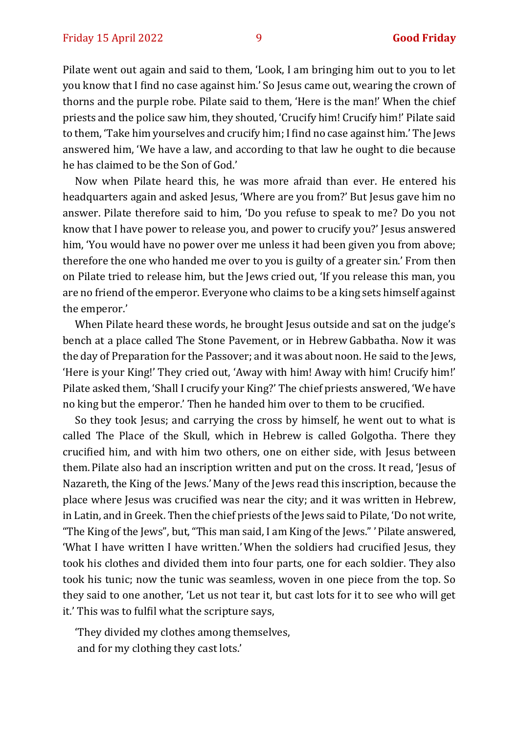Pilate went out again and said to them, 'Look, I am bringing him out to you to let you know that I find no case against him.' So Jesus came out, wearing the crown of thorns and the purple robe. Pilate said to them, 'Here is the man!' When the chief priests and the police saw him, they shouted, 'Crucify him! Crucify him!' Pilate said to them, 'Take him yourselves and crucify him; I find no case against him.' The Jews answered him, 'We have a law, and according to that law he ought to die because he has claimed to be the Son of God.'

Now when Pilate heard this, he was more afraid than ever. He entered his headquarters again and asked Jesus, 'Where are you from?' But Jesus gave him no answer. Pilate therefore said to him, 'Do you refuse to speak to me? Do you not know that I have power to release you, and power to crucify you?' Jesus answered him, 'You would have no power over me unless it had been given you from above; therefore the one who handed me over to you is guilty of a greater sin.' From then on Pilate tried to release him, but the Jews cried out, 'If you release this man, you are no friend of the emperor. Everyone who claims to be a king sets himself against the emperor.'

When Pilate heard these words, he brought Jesus outside and sat on the judge's bench at a place called The Stone Pavement, or in Hebrew Gabbatha. Now it was the day of Preparation for the Passover; and it was about noon. He said to the Jews, 'Here is your King!' They cried out, 'Away with him! Away with him! Crucify him!' Pilate asked them, 'Shall I crucify your King?' The chief priests answered, 'We have no king but the emperor.' Then he handed him over to them to be crucified.

So they took Jesus; and carrying the cross by himself, he went out to what is called The Place of the Skull, which in Hebrew is called Golgotha. There they crucified him, and with him two others, one on either side, with Jesus between them. Pilate also had an inscription written and put on the cross. It read, 'Jesus of Nazareth, the King of the Jews.' Many of the Jews read this inscription, because the place where Jesus was crucified was near the city; and it was written in Hebrew, in Latin, and in Greek. Then the chief priests of the Jews said to Pilate, 'Do not write, "The King of the Jews", but, "This man said, I am King of the Jews." ' Pilate answered, 'What I have written I have written.' When the soldiers had crucified Jesus, they took his clothes and divided them into four parts, one for each soldier. They also took his tunic; now the tunic was seamless, woven in one piece from the top. So they said to one another, 'Let us not tear it, but cast lots for it to see who will get it.' This was to fulfil what the scripture says,

'They divided my clothes among themselves,
and for my clothing they cast lots.'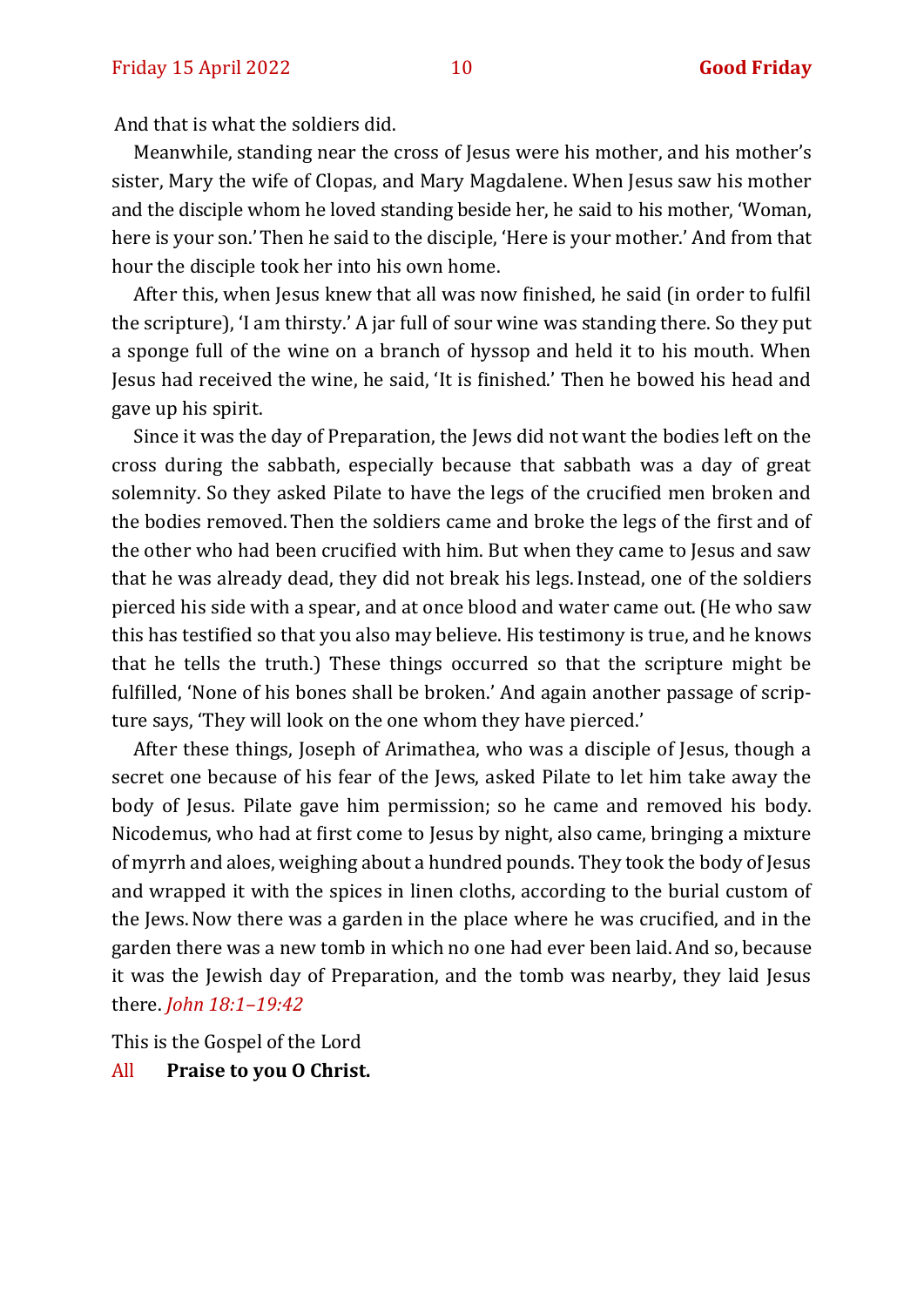And that is what the soldiers did.

Meanwhile, standing near the cross of Jesus were his mother, and his mother's sister, Mary the wife of Clopas, and Mary Magdalene. When Jesus saw his mother and the disciple whom he loved standing beside her, he said to his mother, 'Woman, here is your son.' Then he said to the disciple, 'Here is your mother.' And from that hour the disciple took her into his own home.

After this, when Jesus knew that all was now finished, he said (in order to fulfil the scripture), 'I am thirsty.' A jar full of sour wine was standing there. So they put a sponge full of the wine on a branch of hyssop and held it to his mouth. When Jesus had received the wine, he said, 'It is finished.' Then he bowed his head and gave up his spirit.

Since it was the day of Preparation, the Jews did not want the bodies left on the cross during the sabbath, especially because that sabbath was a day of great solemnity. So they asked Pilate to have the legs of the crucified men broken and the bodies removed. Then the soldiers came and broke the legs of the first and of the other who had been crucified with him. But when they came to Jesus and saw that he was already dead, they did not break his legs. Instead, one of the soldiers pierced his side with a spear, and at once blood and water came out. (He who saw this has testified so that you also may believe. His testimony is true, and he knows that he tells the truth.) These things occurred so that the scripture might be fulfilled, 'None of his bones shall be broken.' And again another passage of scripture says, 'They will look on the one whom they have pierced.'

After these things, Joseph of Arimathea, who was a disciple of Jesus, though a secret one because of his fear of the Jews, asked Pilate to let him take away the body of Jesus. Pilate gave him permission; so he came and removed his body. Nicodemus, who had at first come to Jesus by night, also came, bringing a mixture of myrrh and aloes, weighing about a hundred pounds. They took the body of Jesus and wrapped it with the spices in linen cloths, according to the burial custom of the Jews. Now there was a garden in the place where he was crucified, and in the garden there was a new tomb in which no one had ever been laid. And so, because it was the Jewish day of Preparation, and the tomb was nearby, they laid Jesus there. *John 18:1–19:42*

This is the Gospel of the Lord

All **Praise to you O Christ.**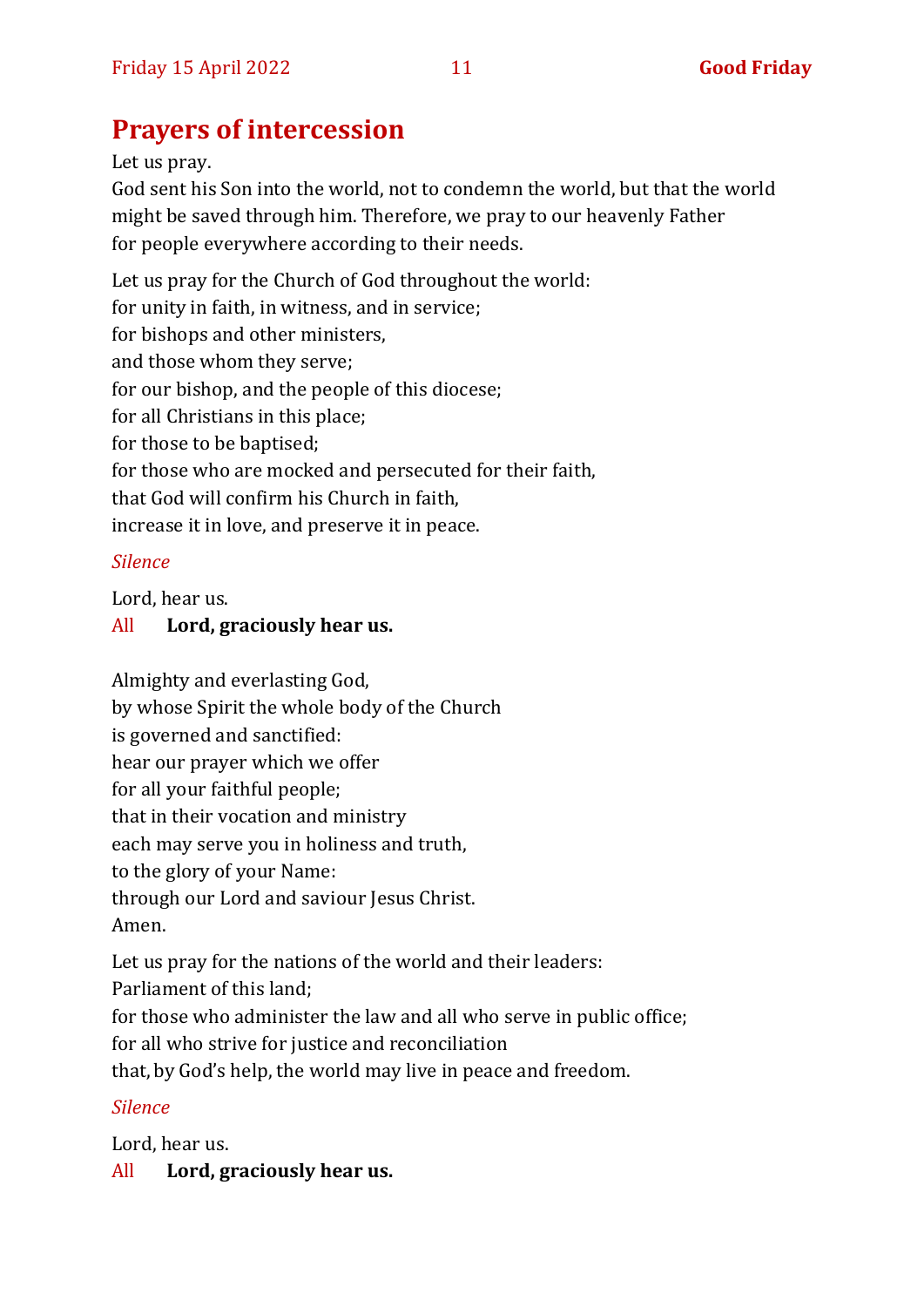## Prayers of intercession

Let us pray.
God sent his Son into the world, not to condemn the world, but that the world might be saved through him. Therefore, we pray to our heavenly Father for people everywhere according to their needs.

Let us pray for the Church of God throughout the world:
for unity in faith, in witness, and in service;
for bishops and other ministers,
and those whom they serve;
for our bishop, and the people of this diocese;
for all Christians in this place;
for those to be baptised;
for those who are mocked and persecuted for their faith,
that God will confirm his Church in faith,
increase it in love, and preserve it in peace.

*Silence*

Lord, hear us.
All **Lord, graciously hear us.**

Almighty and everlasting God,
by whose Spirit the whole body of the Church
is governed and sanctified:
hear our prayer which we offer
for all your faithful people;
that in their vocation and ministry
each may serve you in holiness and truth,
to the glory of your Name:
through our Lord and saviour Jesus Christ.
Amen.

Let us pray for the nations of the world and their leaders:
Parliament of this land;
for those who administer the law and all who serve in public office;
for all who strive for justice and reconciliation
that, by God's help, the world may live in peace and freedom.

*Silence*

Lord, hear us.
All **Lord, graciously hear us.**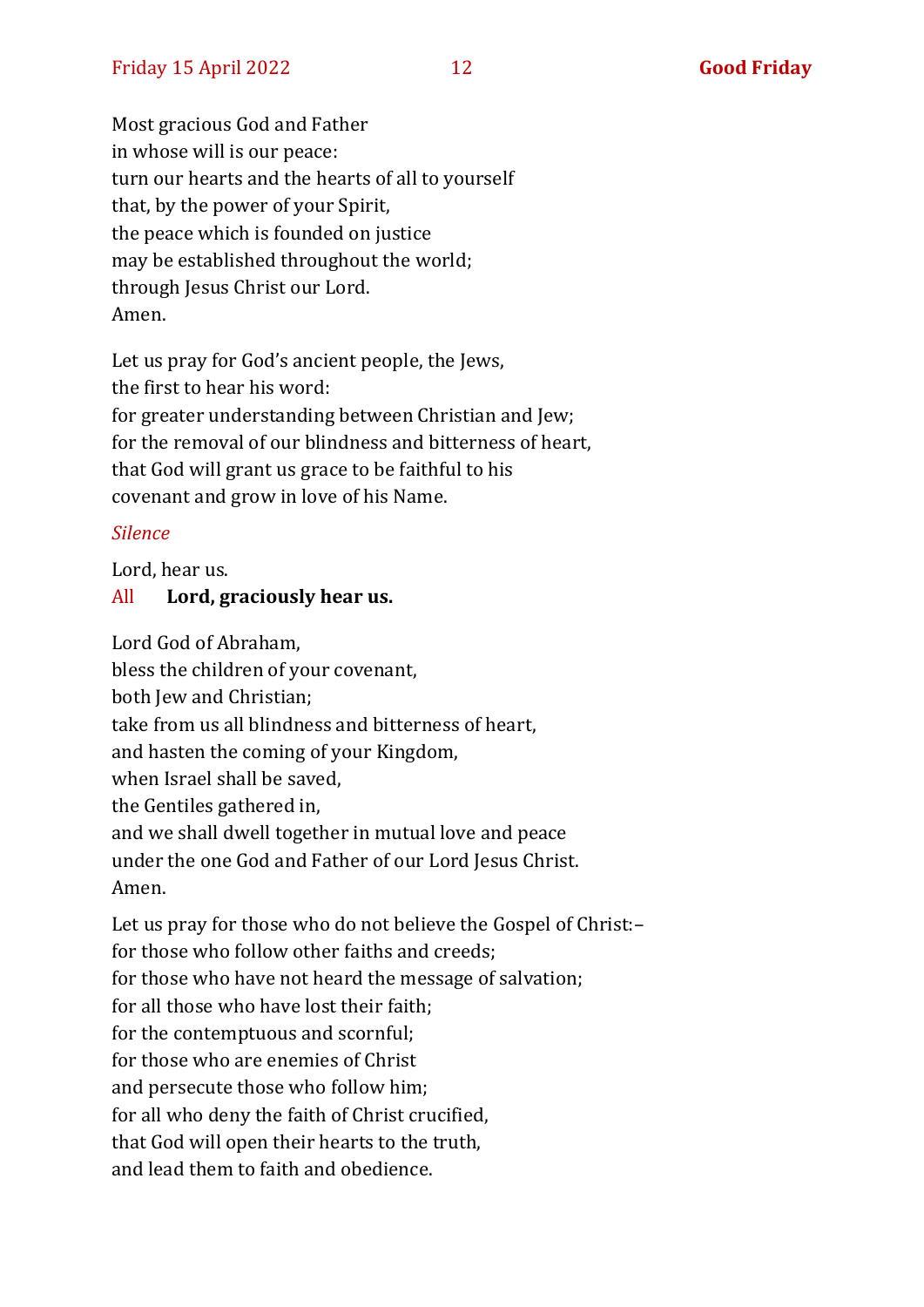Most gracious God and Father  
in whose will is our peace:  
turn our hearts and the hearts of all to yourself  
that, by the power of your Spirit,  
the peace which is founded on justice  
may be established throughout the world;  
through Jesus Christ our Lord.  
Amen.

Let us pray for God's ancient people, the Jews,  
the first to hear his word:  
for greater understanding between Christian and Jew;  
for the removal of our blindness and bitterness of heart,  
that God will grant us grace to be faithful to his  
covenant and grow in love of his Name.

*Silence*

Lord, hear us.  
All **Lord, graciously hear us.**

Lord God of Abraham,  
bless the children of your covenant,  
both Jew and Christian;  
take from us all blindness and bitterness of heart,  
and hasten the coming of your Kingdom,  
when Israel shall be saved,  
the Gentiles gathered in,  
and we shall dwell together in mutual love and peace  
under the one God and Father of our Lord Jesus Christ.  
Amen.

Let us pray for those who do not believe the Gospel of Christ:–  
for those who follow other faiths and creeds;  
for those who have not heard the message of salvation;  
for all those who have lost their faith;  
for the contemptuous and scornful;  
for those who are enemies of Christ  
and persecute those who follow him;  
for all who deny the faith of Christ crucified,  
that God will open their hearts to the truth,  
and lead them to faith and obedience.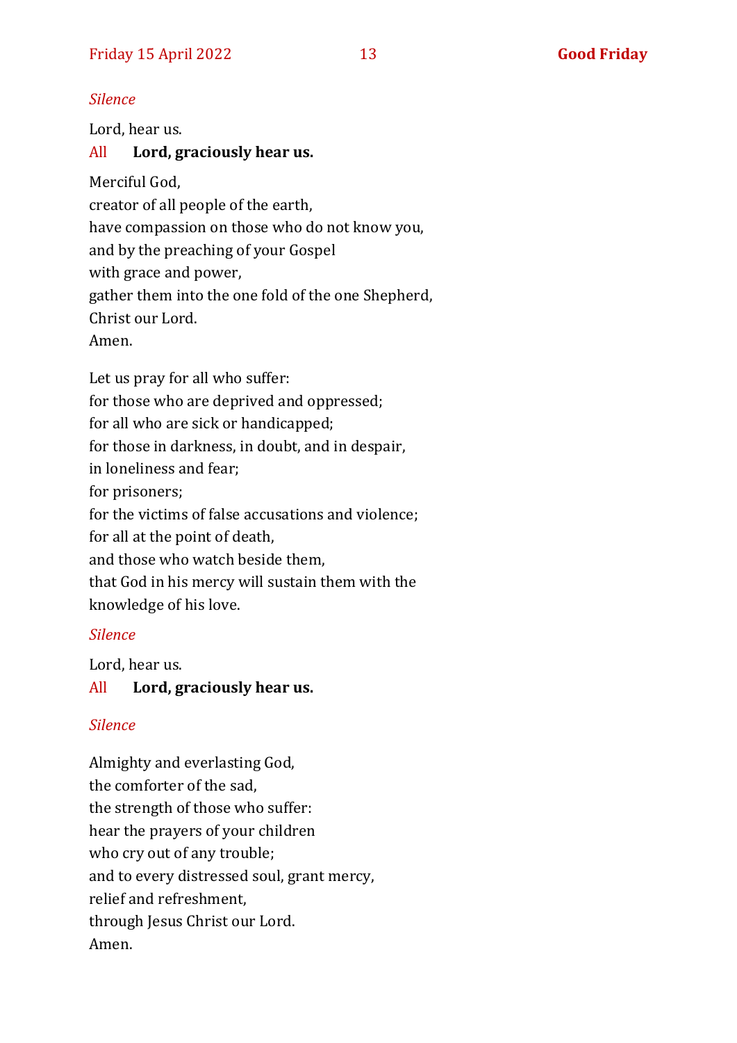*Silence*

Lord, hear us.

All **Lord, graciously hear us.**

Merciful God,  
creator of all people of the earth,  
have compassion on those who do not know you,  
and by the preaching of your Gospel  
with grace and power,  
gather them into the one fold of the one Shepherd,  
Christ our Lord.  
Amen.

Let us pray for all who suffer:  
for those who are deprived and oppressed;  
for all who are sick or handicapped;  
for those in darkness, in doubt, and in despair,  
in loneliness and fear;  
for prisoners;  
for the victims of false accusations and violence;  
for all at the point of death,  
and those who watch beside them,  
that God in his mercy will sustain them with the knowledge of his love.

*Silence*

Lord, hear us.

All **Lord, graciously hear us.**

*Silence*

Almighty and everlasting God,  
the comforter of the sad,  
the strength of those who suffer:  
hear the prayers of your children  
who cry out of any trouble;  
and to every distressed soul, grant mercy,  
relief and refreshment,  
through Jesus Christ our Lord.  
Amen.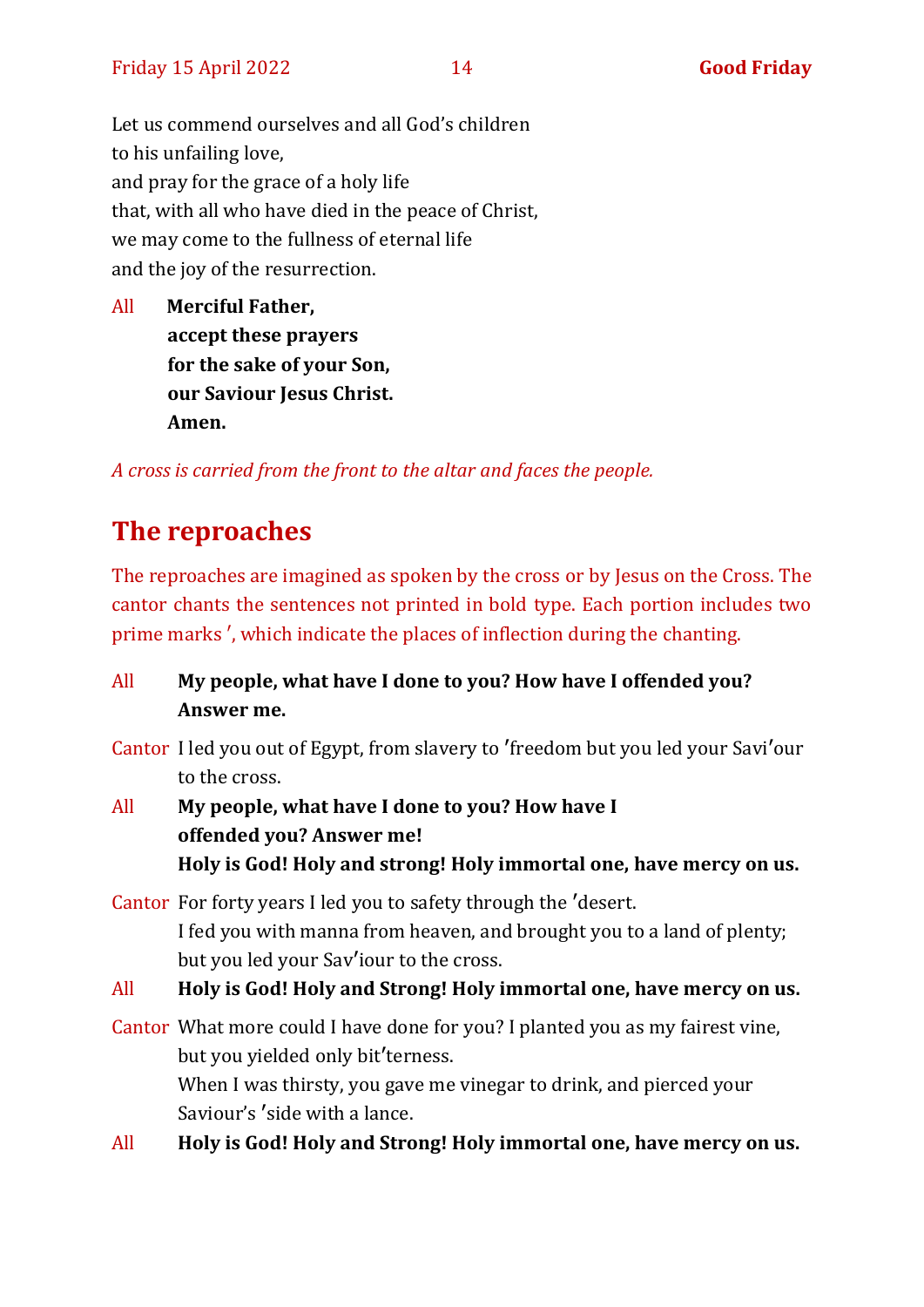Let us commend ourselves and all God's children
to his unfailing love,
and pray for the grace of a holy life
that, with all who have died in the peace of Christ,
we may come to the fullness of eternal life
and the joy of the resurrection.

All **Merciful Father,**
**accept these prayers**
**for the sake of your Son,**
**our Saviour Jesus Christ.**
**Amen.**

*A cross is carried from the front to the altar and faces the people.*

## The reproaches

The reproaches are imagined as spoken by the cross or by Jesus on the Cross. The cantor chants the sentences not printed in bold type. Each portion includes two prime marks ʹ, which indicate the places of inflection during the chanting.

All **My people, what have I done to you? How have I offended you? Answer me.**

Cantor I led you out of Egypt, from slavery to ʹfreedom but you led your Saviʹour to the cross.

All **My people, what have I done to you? How have I offended you? Answer me!**
**Holy is God! Holy and strong! Holy immortal one, have mercy on us.**

Cantor For forty years I led you to safety through the ʹdesert.
I fed you with manna from heaven, and brought you to a land of plenty;
but you led your Savʹiour to the cross.

All **Holy is God! Holy and Strong! Holy immortal one, have mercy on us.**

Cantor What more could I have done for you? I planted you as my fairest vine, but you yielded only bitʹterness.
When I was thirsty, you gave me vinegar to drink, and pierced your Saviour's ʹside with a lance.

All **Holy is God! Holy and Strong! Holy immortal one, have mercy on us.**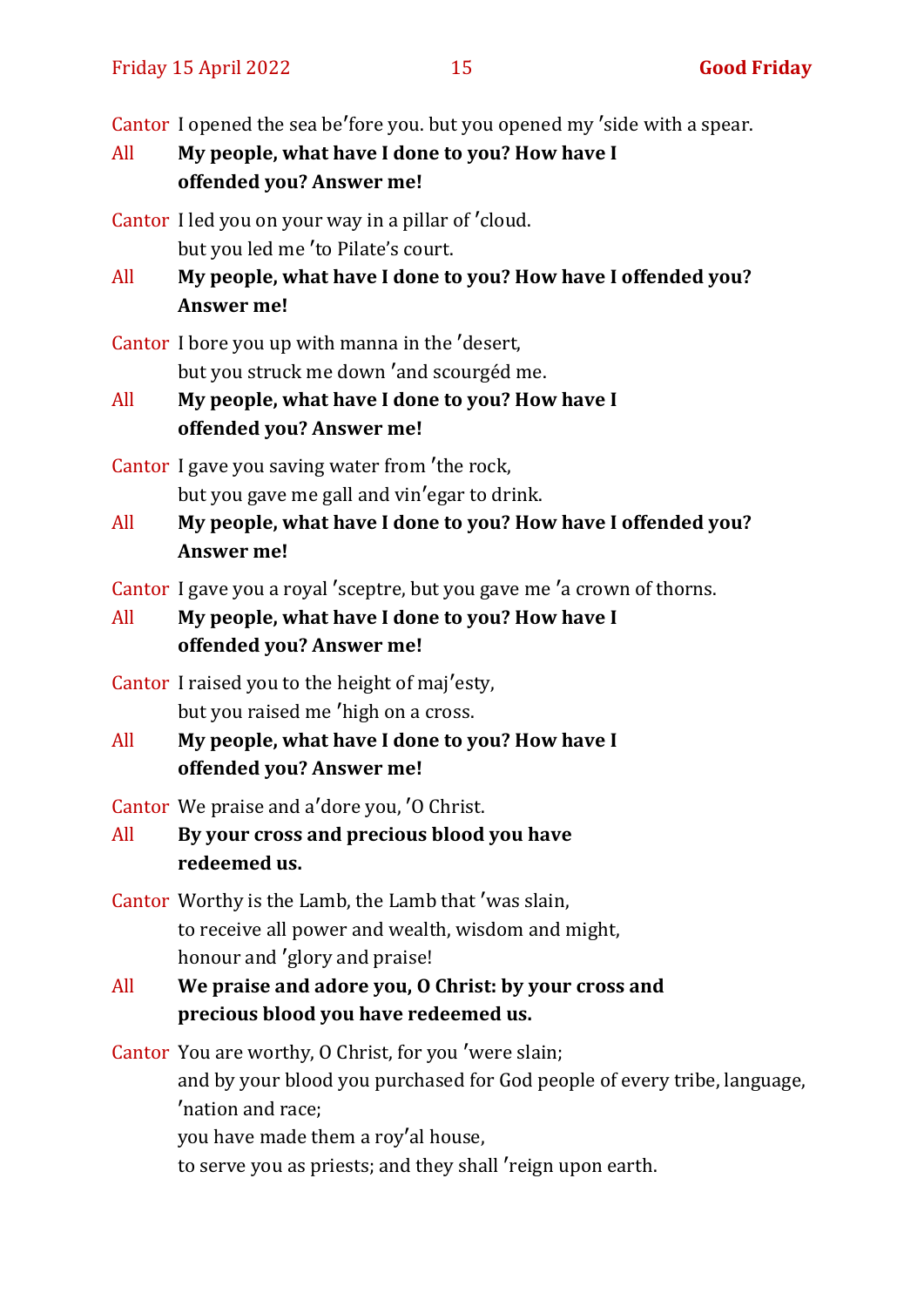Cantor I opened the sea beʹfore you. but you opened my ʹside with a spear.

All **My people, what have I done to you? How have I offended you? Answer me!**

Cantor I led you on your way in a pillar of ʹcloud.
but you led me ʹto Pilate's court.

All **My people, what have I done to you? How have I offended you? Answer me!**

Cantor I bore you up with manna in the ʹdesert,
but you struck me down ʹand scourgéd me.

All **My people, what have I done to you? How have I offended you? Answer me!**

Cantor I gave you saving water from ʹthe rock,
but you gave me gall and vinʹegar to drink.

All **My people, what have I done to you? How have I offended you? Answer me!**

Cantor I gave you a royal ʹsceptre, but you gave me ʹa crown of thorns.

All **My people, what have I done to you? How have I offended you? Answer me!**

Cantor I raised you to the height of majʹesty,
but you raised me ʹhigh on a cross.

All **My people, what have I done to you? How have I offended you? Answer me!**

Cantor We praise and aʹdore you, ʹO Christ.

All **By your cross and precious blood you have redeemed us.**

Cantor Worthy is the Lamb, the Lamb that ʹwas slain,
to receive all power and wealth, wisdom and might,
honour and ʹglory and praise!

All **We praise and adore you, O Christ: by your cross and precious blood you have redeemed us.**

Cantor You are worthy, O Christ, for you ʹwere slain;
and by your blood you purchased for God people of every tribe, language, ʹnation and race;
you have made them a royʹal house,
to serve you as priests; and they shall ʹreign upon earth.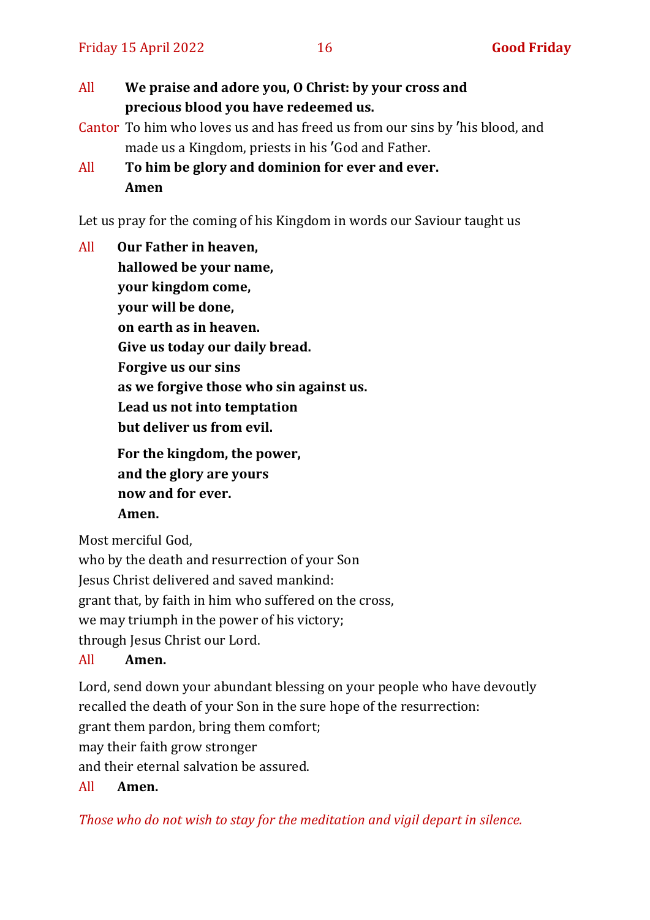All **We praise and adore you, O Christ: by your cross and precious blood you have redeemed us.**

Cantor To him who loves us and has freed us from our sins by ʹhis blood, and made us a Kingdom, priests in his ʹGod and Father.

All **To him be glory and dominion for ever and ever.**
**Amen**

Let us pray for the coming of his Kingdom in words our Saviour taught us

All **Our Father in heaven,**
**hallowed be your name,**
**your kingdom come,**
**your will be done,**
**on earth as in heaven.**
**Give us today our daily bread.**
**Forgive us our sins**
**as we forgive those who sin against us.**
**Lead us not into temptation**
**but deliver us from evil.**

**For the kingdom, the power,**
**and the glory are yours**
**now and for ever.**
**Amen.**

Most merciful God,
who by the death and resurrection of your Son
Jesus Christ delivered and saved mankind:
grant that, by faith in him who suffered on the cross,
we may triumph in the power of his victory;
through Jesus Christ our Lord.

All **Amen.**

Lord, send down your abundant blessing on your people who have devoutly recalled the death of your Son in the sure hope of the resurrection:
grant them pardon, bring them comfort;
may their faith grow stronger
and their eternal salvation be assured.

All **Amen.**

*Those who do not wish to stay for the meditation and vigil depart in silence.*